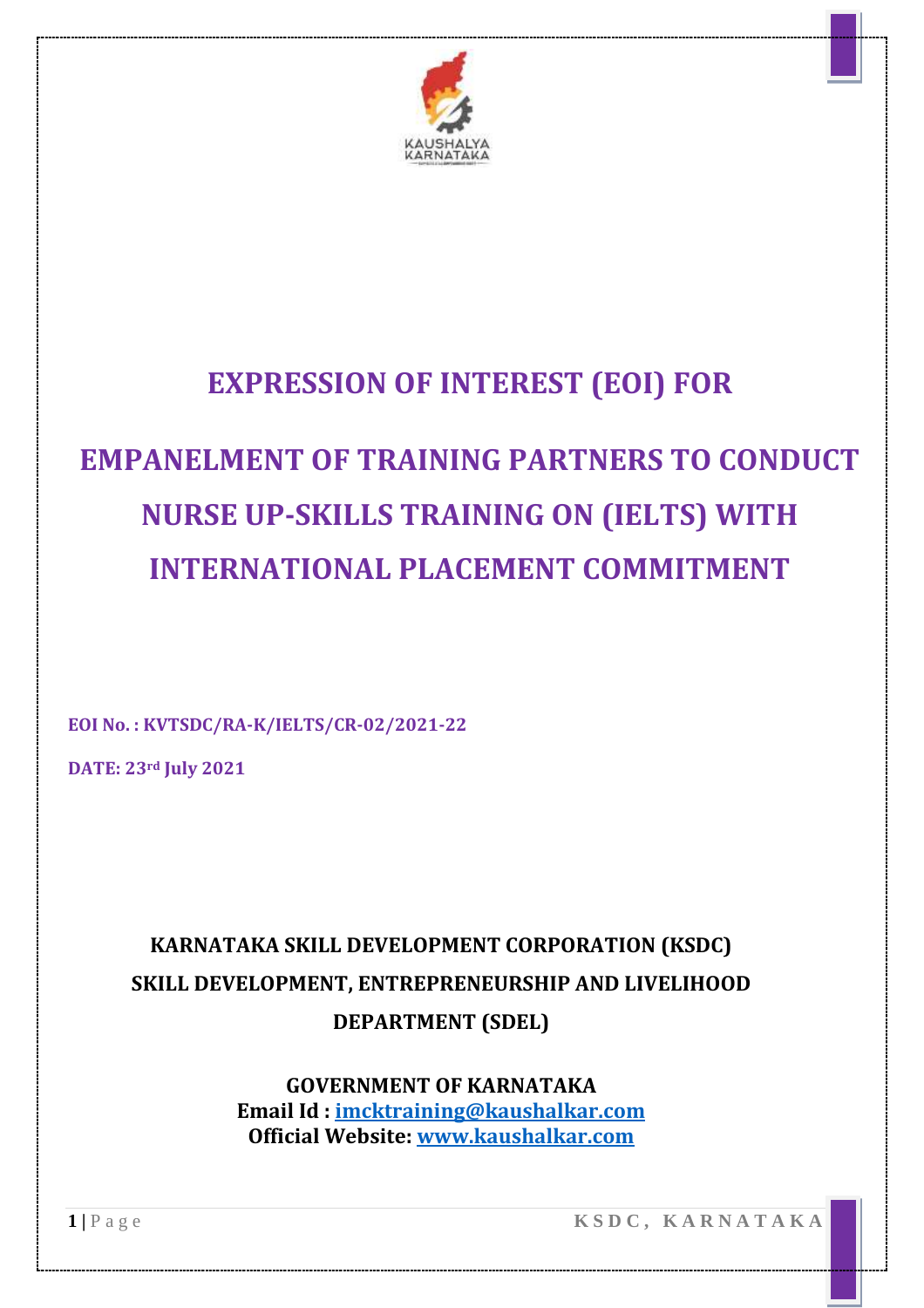# EXPRESSION OF INTEREST (EOI) FOR

# EMPANELMENT OF TRAINING PARTNERS TO CONDUCT NURSE UP-SKILLS TRAINING ON (IELTS) WITH INTERNATIONAL PLACEMENT COMMITMENT

**EOI No. : KVTSDC/RA-K/IELTS/CR-02/2021-22**

**DATE: 23rd July 2021**

**KARNATAKA SKILL DEVELOPMENT CORPORATION (KSDC)**
**SKILL DEVELOPMENT, ENTREPRENEURSHIP AND LIVELIHOOD DEPARTMENT (SDEL)**

**GOVERNMENT OF KARNATAKA**
**Email Id : imcktraining@kaushalkar.com**
**Official Website: www.kaushalkar.com**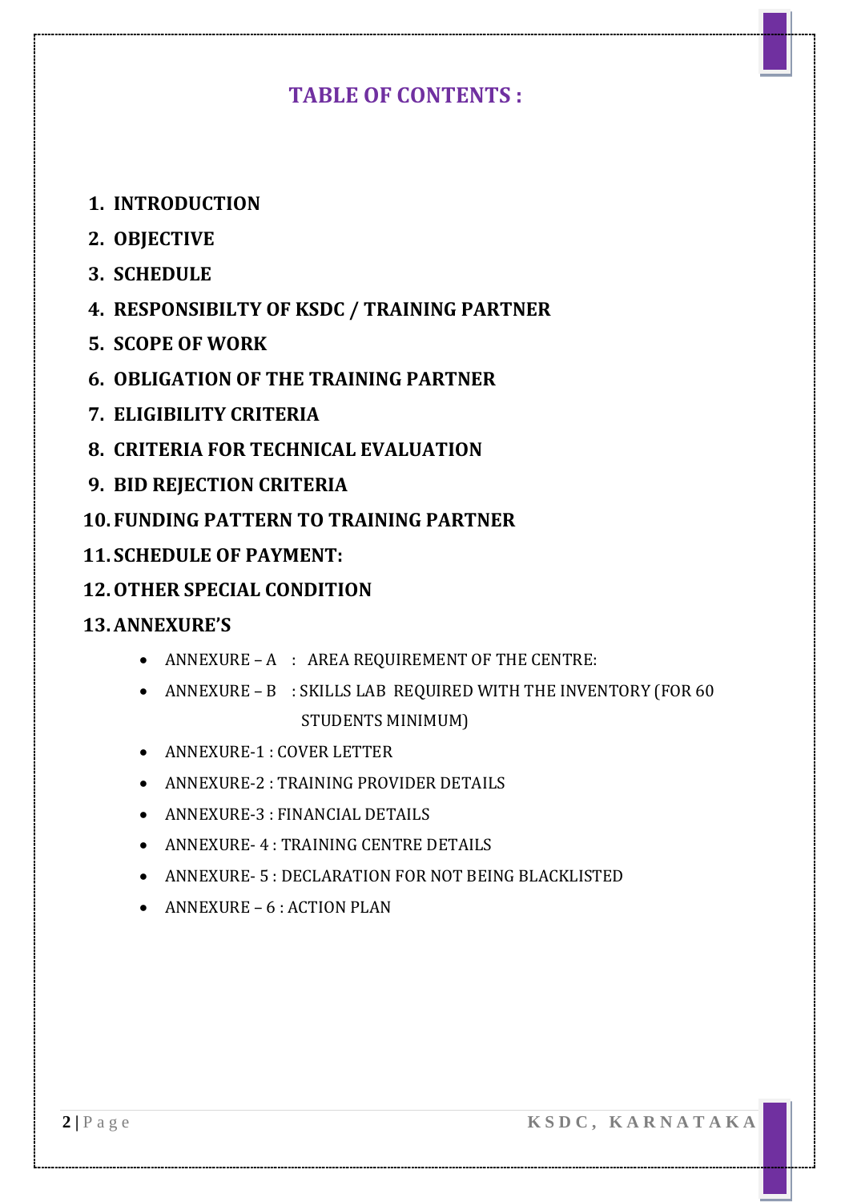## TABLE OF CONTENTS :

1. **INTRODUCTION**
2. **OBJECTIVE**
3. **SCHEDULE**
4. **RESPONSIBILTY OF KSDC / TRAINING PARTNER**
5. **SCOPE OF WORK**
6. **OBLIGATION OF THE TRAINING PARTNER**
7. **ELIGIBILITY CRITERIA**
8. **CRITERIA FOR TECHNICAL EVALUATION**
9. **BID REJECTION CRITERIA**
10. **FUNDING PATTERN TO TRAINING PARTNER**
11. **SCHEDULE OF PAYMENT:**
12. **OTHER SPECIAL CONDITION**
13. **ANNEXURE'S**
    - ANNEXURE – A : AREA REQUIREMENT OF THE CENTRE:
    - ANNEXURE – B : SKILLS LAB REQUIRED WITH THE INVENTORY (FOR 60 STUDENTS MINIMUM)
    - ANNEXURE-1 : COVER LETTER
    - ANNEXURE-2 : TRAINING PROVIDER DETAILS
    - ANNEXURE-3 : FINANCIAL DETAILS
    - ANNEXURE- 4 : TRAINING CENTRE DETAILS
    - ANNEXURE- 5 : DECLARATION FOR NOT BEING BLACKLISTED
    - ANNEXURE – 6 : ACTION PLAN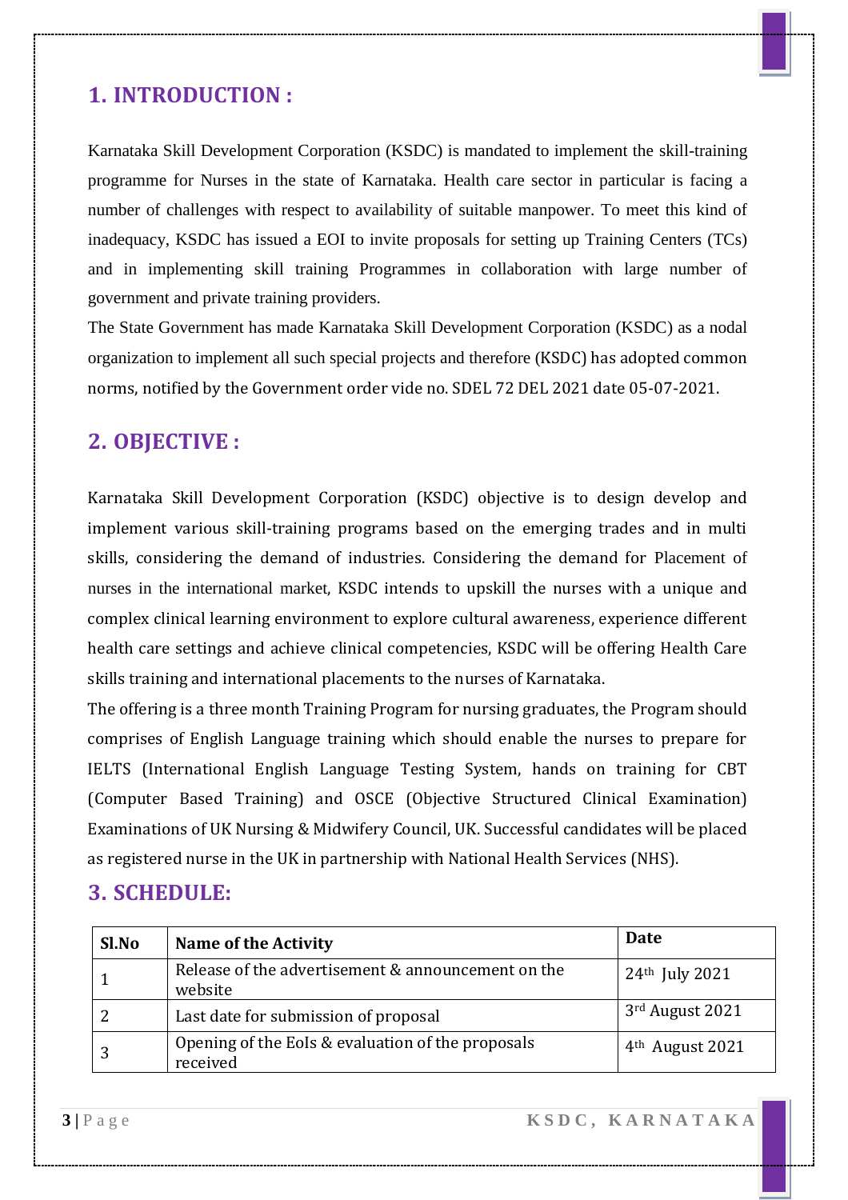## 1. INTRODUCTION :

Karnataka Skill Development Corporation (KSDC) is mandated to implement the skill-training programme for Nurses in the state of Karnataka. Health care sector in particular is facing a number of challenges with respect to availability of suitable manpower. To meet this kind of inadequacy, KSDC has issued a EOI to invite proposals for setting up Training Centers (TCs) and in implementing skill training Programmes in collaboration with large number of government and private training providers.

The State Government has made Karnataka Skill Development Corporation (KSDC) as a nodal organization to implement all such special projects and therefore (KSDC) has adopted common norms, notified by the Government order vide no. SDEL 72 DEL 2021 date 05-07-2021.

## 2. OBJECTIVE :

Karnataka Skill Development Corporation (KSDC) objective is to design develop and implement various skill-training programs based on the emerging trades and in multi skills, considering the demand of industries. Considering the demand for Placement of nurses in the international market, KSDC intends to upskill the nurses with a unique and complex clinical learning environment to explore cultural awareness, experience different health care settings and achieve clinical competencies, KSDC will be offering Health Care skills training and international placements to the nurses of Karnataka.

The offering is a three month Training Program for nursing graduates, the Program should comprises of English Language training which should enable the nurses to prepare for IELTS (International English Language Testing System, hands on training for CBT (Computer Based Training) and OSCE (Objective Structured Clinical Examination) Examinations of UK Nursing & Midwifery Council, UK. Successful candidates will be placed as registered nurse in the UK in partnership with National Health Services (NHS).

## 3. SCHEDULE:

| Sl.No | Name of the Activity | Date |
|---|---|---|
| 1 | Release of the advertisement & announcement on the website | 24th July 2021 |
| 2 | Last date for submission of proposal | 3rd August 2021 |
| 3 | Opening of the EoIs & evaluation of the proposals received | 4th August 2021 |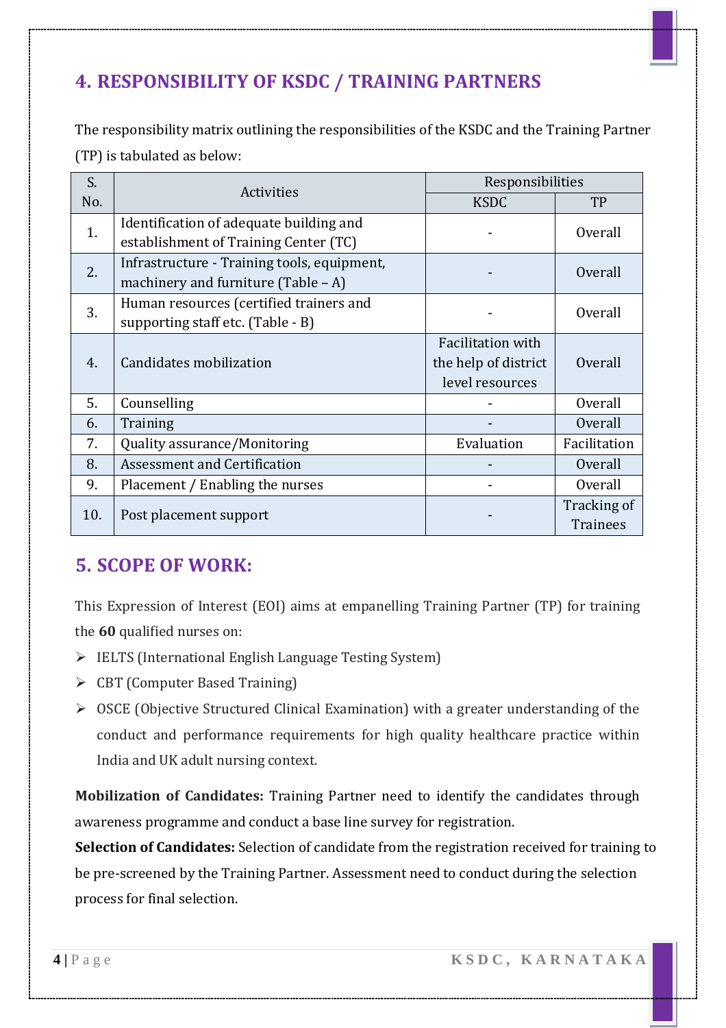## 4. RESPONSIBILITY OF KSDC / TRAINING PARTNERS

The responsibility matrix outlining the responsibilities of the KSDC and the Training Partner (TP) is tabulated as below:

| S. No. | Activities | Responsibilities | |
|---|---|---|---|
| | | KSDC | TP |
| 1. | Identification of adequate building and establishment of Training Center (TC) | - | Overall |
| 2. | Infrastructure - Training tools, equipment, machinery and furniture (Table – A) | - | Overall |
| 3. | Human resources (certified trainers and supporting staff etc. (Table - B) | - | Overall |
| 4. | Candidates mobilization | Facilitation with the help of district level resources | Overall |
| 5. | Counselling | - | Overall |
| 6. | Training | - | Overall |
| 7. | Quality assurance/Monitoring | Evaluation | Facilitation |
| 8. | Assessment and Certification | - | Overall |
| 9. | Placement / Enabling the nurses | - | Overall |
| 10. | Post placement support | - | Tracking of Trainees |

## 5. SCOPE OF WORK:

This Expression of Interest (EOI) aims at empanelling Training Partner (TP) for training the **60** qualified nurses on:

- IELTS (International English Language Testing System)
- CBT (Computer Based Training)
- OSCE (Objective Structured Clinical Examination) with a greater understanding of the conduct and performance requirements for high quality healthcare practice within India and UK adult nursing context.

**Mobilization of Candidates:** Training Partner need to identify the candidates through awareness programme and conduct a base line survey for registration.

**Selection of Candidates:** Selection of candidate from the registration received for training to be pre-screened by the Training Partner. Assessment need to conduct during the selection process for final selection.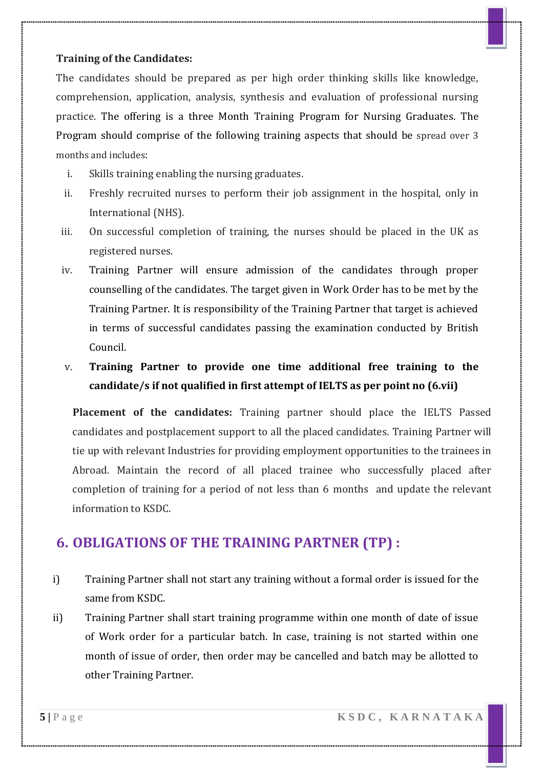**Training of the Candidates:**

The candidates should be prepared as per high order thinking skills like knowledge, comprehension, application, analysis, synthesis and evaluation of professional nursing practice. The offering is a three Month Training Program for Nursing Graduates. The Program should comprise of the following training aspects that should be spread over 3 months and includes:

i. Skills training enabling the nursing graduates.

ii. Freshly recruited nurses to perform their job assignment in the hospital, only in International (NHS).

iii. On successful completion of training, the nurses should be placed in the UK as registered nurses.

iv. Training Partner will ensure admission of the candidates through proper counselling of the candidates. The target given in Work Order has to be met by the Training Partner. It is responsibility of the Training Partner that target is achieved in terms of successful candidates passing the examination conducted by British Council.

v. **Training Partner to provide one time additional free training to the candidate/s if not qualified in first attempt of IELTS as per point no (6.vii)**

**Placement of the candidates:** Training partner should place the IELTS Passed candidates and postplacement support to all the placed candidates. Training Partner will tie up with relevant Industries for providing employment opportunities to the trainees in Abroad. Maintain the record of all placed trainee who successfully placed after completion of training for a period of not less than 6 months and update the relevant information to KSDC.

## 6. OBLIGATIONS OF THE TRAINING PARTNER (TP) :

i) Training Partner shall not start any training without a formal order is issued for the same from KSDC.

ii) Training Partner shall start training programme within one month of date of issue of Work order for a particular batch. In case, training is not started within one month of issue of order, then order may be cancelled and batch may be allotted to other Training Partner.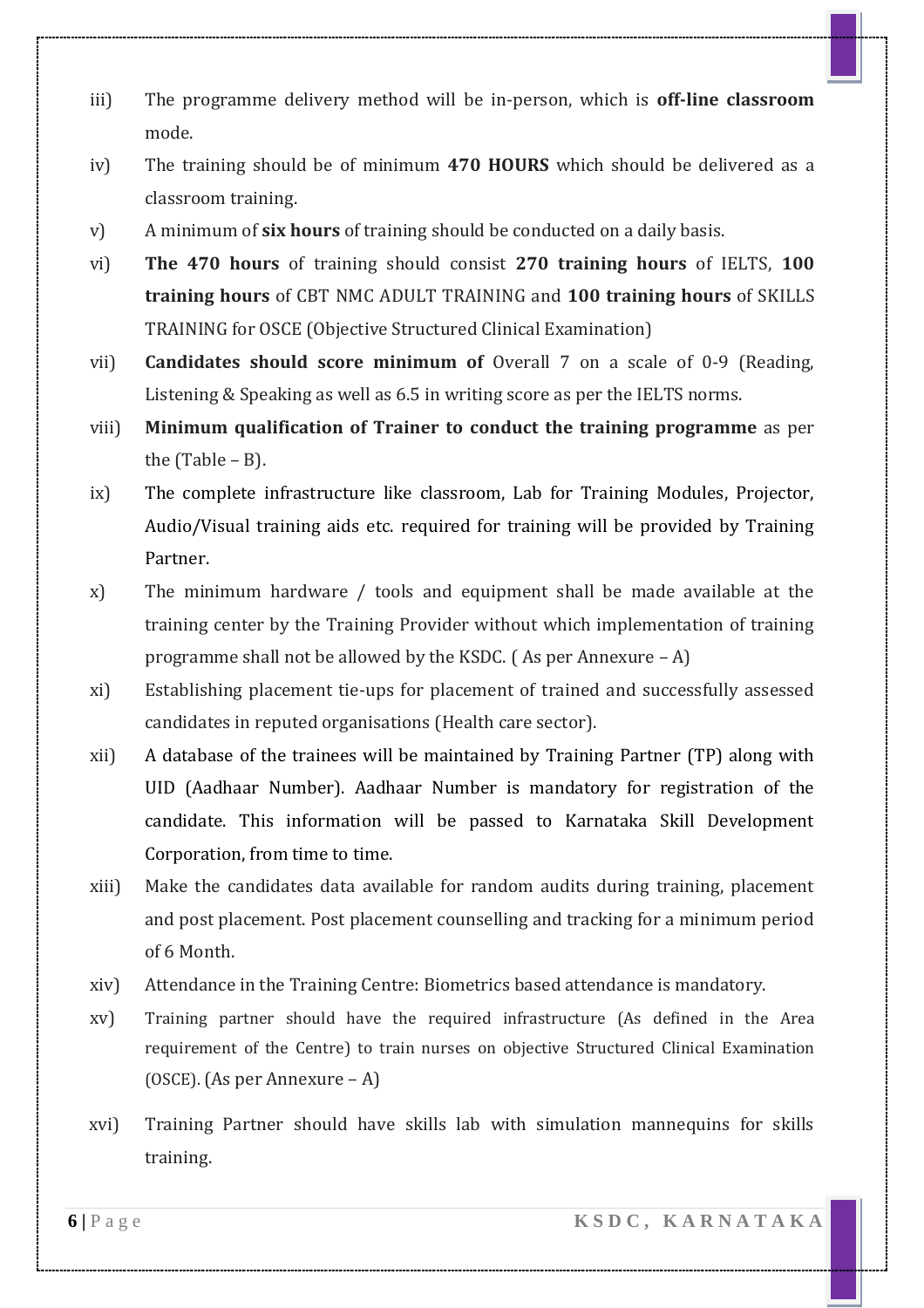iii) The programme delivery method will be in-person, which is **off-line classroom** mode.

iv) The training should be of minimum **470 HOURS** which should be delivered as a classroom training.

v) A minimum of **six hours** of training should be conducted on a daily basis.

vi) **The 470 hours** of training should consist **270 training hours** of IELTS, **100 training hours** of CBT NMC ADULT TRAINING and **100 training hours** of SKILLS TRAINING for OSCE (Objective Structured Clinical Examination)

vii) **Candidates should score minimum of** Overall 7 on a scale of 0-9 (Reading, Listening & Speaking as well as 6.5 in writing score as per the IELTS norms.

viii) **Minimum qualification of Trainer to conduct the training programme** as per the (Table – B).

ix) The complete infrastructure like classroom, Lab for Training Modules, Projector, Audio/Visual training aids etc. required for training will be provided by Training Partner.

x) The minimum hardware / tools and equipment shall be made available at the training center by the Training Provider without which implementation of training programme shall not be allowed by the KSDC. ( As per Annexure – A)

xi) Establishing placement tie-ups for placement of trained and successfully assessed candidates in reputed organisations (Health care sector).

xii) A database of the trainees will be maintained by Training Partner (TP) along with UID (Aadhaar Number). Aadhaar Number is mandatory for registration of the candidate. This information will be passed to Karnataka Skill Development Corporation, from time to time.

xiii) Make the candidates data available for random audits during training, placement and post placement. Post placement counselling and tracking for a minimum period of 6 Month.

xiv) Attendance in the Training Centre: Biometrics based attendance is mandatory.

xv) Training partner should have the required infrastructure (As defined in the Area requirement of the Centre) to train nurses on objective Structured Clinical Examination (OSCE). (As per Annexure – A)

xvi) Training Partner should have skills lab with simulation mannequins for skills training.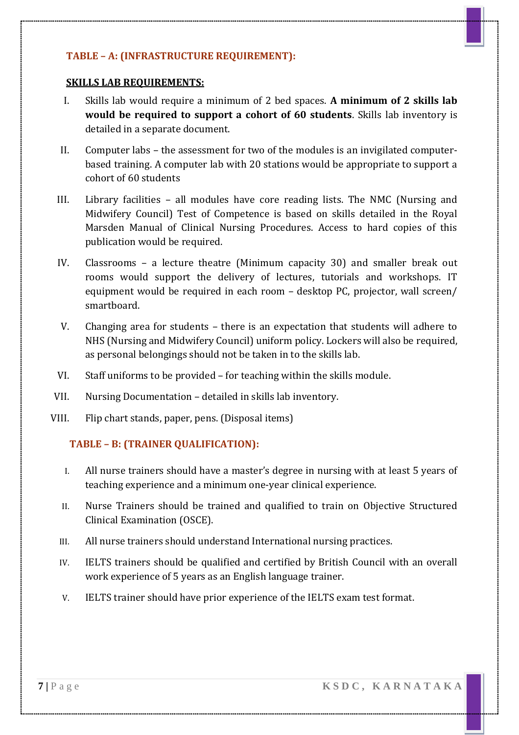## TABLE – A: (INFRASTRUCTURE REQUIREMENT):

**SKILLS LAB REQUIREMENTS:**

I. Skills lab would require a minimum of 2 bed spaces. **A minimum of 2 skills lab would be required to support a cohort of 60 students**. Skills lab inventory is detailed in a separate document.

II. Computer labs – the assessment for two of the modules is an invigilated computer-based training. A computer lab with 20 stations would be appropriate to support a cohort of 60 students

III. Library facilities – all modules have core reading lists. The NMC (Nursing and Midwifery Council) Test of Competence is based on skills detailed in the Royal Marsden Manual of Clinical Nursing Procedures. Access to hard copies of this publication would be required.

IV. Classrooms – a lecture theatre (Minimum capacity 30) and smaller break out rooms would support the delivery of lectures, tutorials and workshops. IT equipment would be required in each room – desktop PC, projector, wall screen/ smartboard.

V. Changing area for students – there is an expectation that students will adhere to NHS (Nursing and Midwifery Council) uniform policy. Lockers will also be required, as personal belongings should not be taken in to the skills lab.

VI. Staff uniforms to be provided – for teaching within the skills module.

VII. Nursing Documentation – detailed in skills lab inventory.

VIII. Flip chart stands, paper, pens. (Disposal items)

## TABLE – B: (TRAINER QUALIFICATION):

I. All nurse trainers should have a master's degree in nursing with at least 5 years of teaching experience and a minimum one-year clinical experience.

II. Nurse Trainers should be trained and qualified to train on Objective Structured Clinical Examination (OSCE).

III. All nurse trainers should understand International nursing practices.

IV. IELTS trainers should be qualified and certified by British Council with an overall work experience of 5 years as an English language trainer.

V. IELTS trainer should have prior experience of the IELTS exam test format.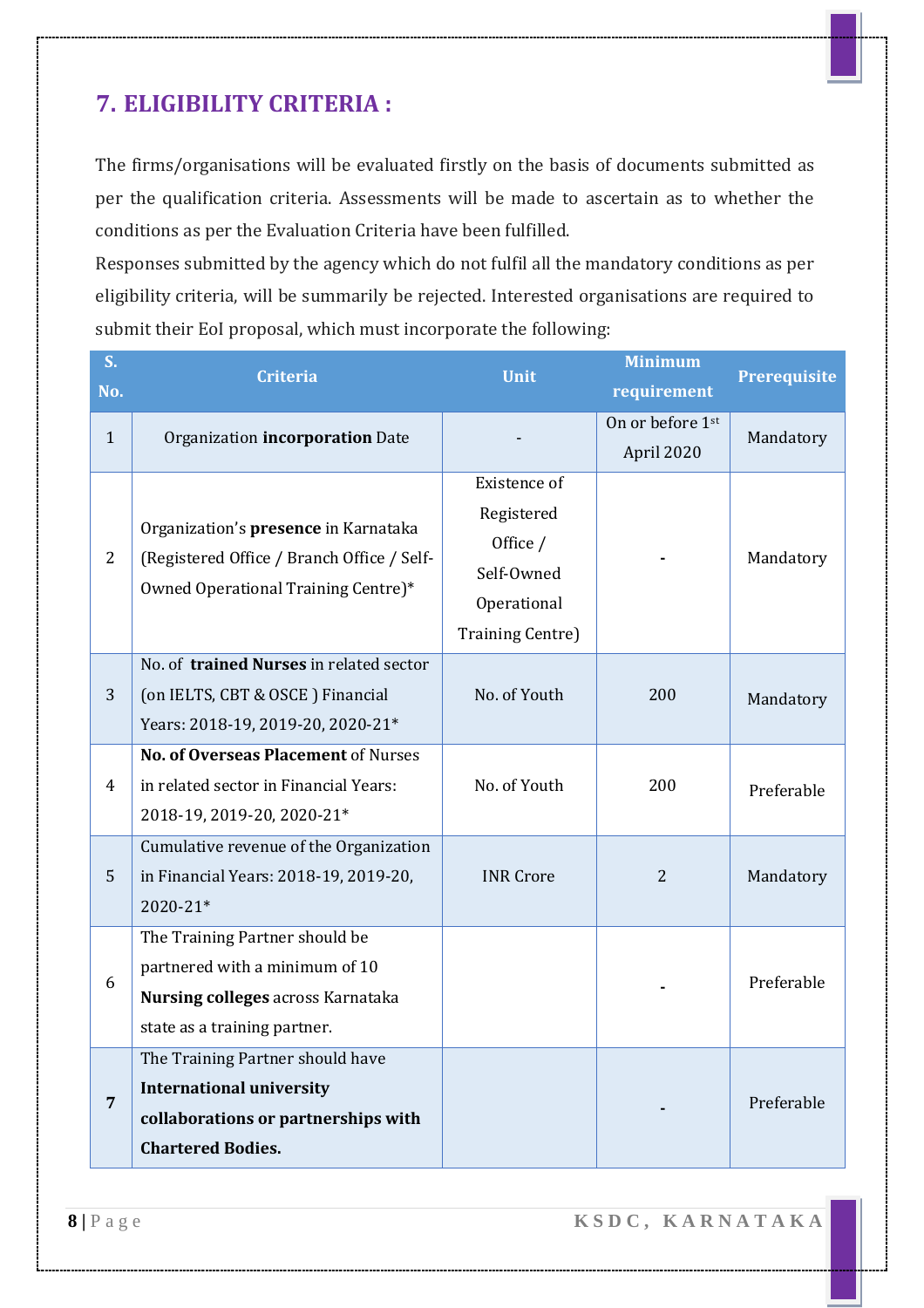## 7. ELIGIBILITY CRITERIA :

The firms/organisations will be evaluated firstly on the basis of documents submitted as per the qualification criteria. Assessments will be made to ascertain as to whether the conditions as per the Evaluation Criteria have been fulfilled.

Responses submitted by the agency which do not fulfil all the mandatory conditions as per eligibility criteria, will be summarily be rejected. Interested organisations are required to submit their EoI proposal, which must incorporate the following:

| S. No. | Criteria | Unit | Minimum requirement | Prerequisite |
|---|---|---|---|---|
| 1 | Organization **incorporation** Date | - | On or before 1st April 2020 | Mandatory |
| 2 | Organization's **presence** in Karnataka (Registered Office / Branch Office / Self-Owned Operational Training Centre)* | Existence of Registered Office / Self-Owned Operational Training Centre) | - | Mandatory |
| 3 | No. of **trained Nurses** in related sector (on IELTS, CBT & OSCE ) Financial Years: 2018-19, 2019-20, 2020-21* | No. of Youth | 200 | Mandatory |
| 4 | **No. of Overseas Placement** of Nurses in related sector in Financial Years: 2018-19, 2019-20, 2020-21* | No. of Youth | 200 | Preferable |
| 5 | Cumulative revenue of the Organization in Financial Years: 2018-19, 2019-20, 2020-21* | INR Crore | 2 | Mandatory |
| 6 | The Training Partner should be partnered with a minimum of 10 **Nursing colleges** across Karnataka state as a training partner. | | - | Preferable |
| **7** | The Training Partner should have **International university collaborations or partnerships with Chartered Bodies.** | | - | Preferable |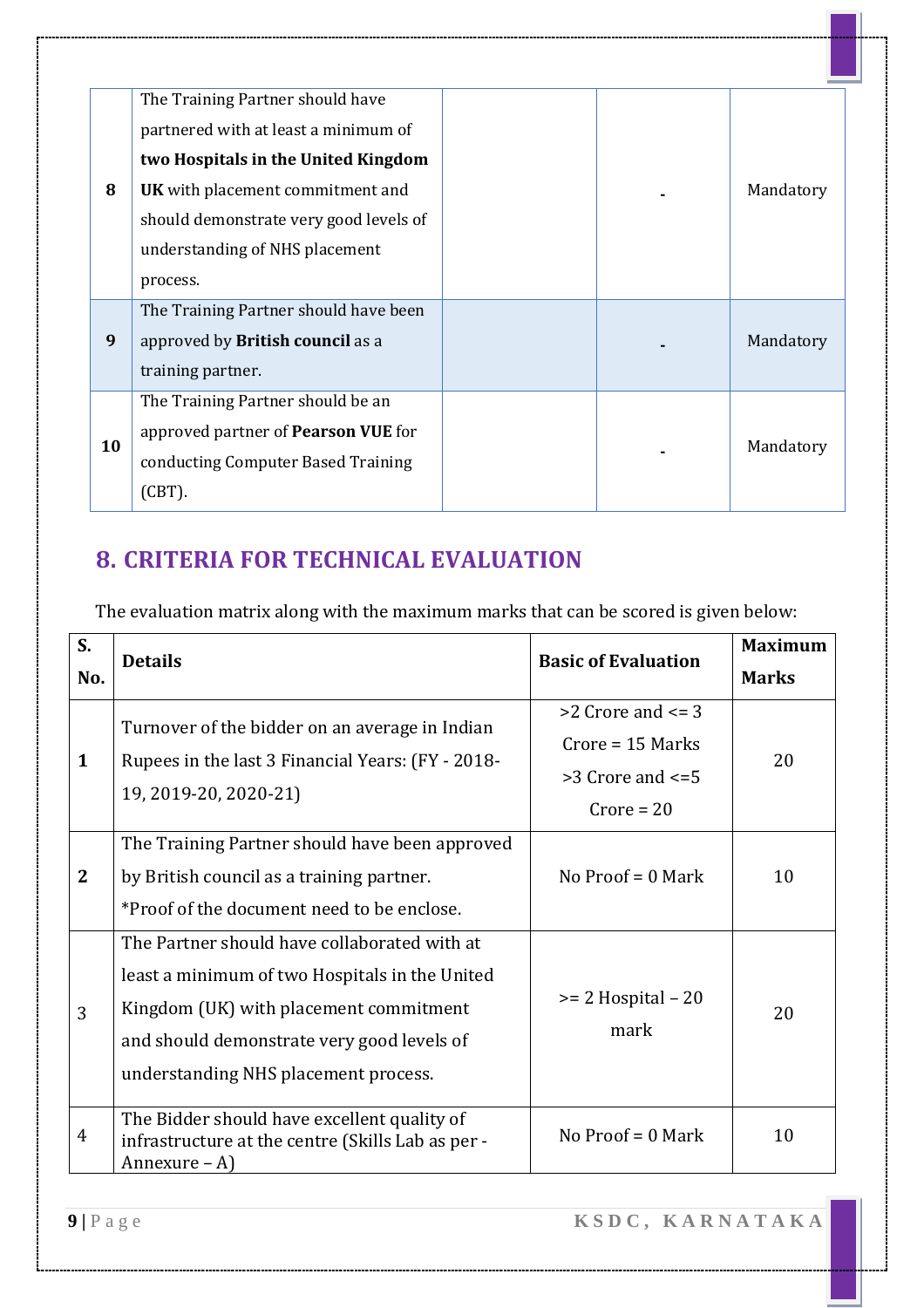| | | | | |
|---|---|---|---|---|
| **8** | The Training Partner should have partnered with at least a minimum of **two Hospitals in the United Kingdom UK** with placement commitment and should demonstrate very good levels of understanding of NHS placement process. | | - | Mandatory |
| **9** | The Training Partner should have been approved by **British council** as a training partner. | | - | Mandatory |
| **10** | The Training Partner should be an approved partner of **Pearson VUE** for conducting Computer Based Training (CBT). | | - | Mandatory |

## 8. CRITERIA FOR TECHNICAL EVALUATION

The evaluation matrix along with the maximum marks that can be scored is given below:

| **S. No.** | **Details** | **Basic of Evaluation** | **Maximum Marks** |
|---|---|---|---|
| **1** | Turnover of the bidder on an average in Indian Rupees in the last 3 Financial Years: (FY - 2018-19, 2019-20, 2020-21) | >2 Crore and <= 3 Crore = 15 Marks >3 Crore and <=5 Crore = 20 | 20 |
| **2** | The Training Partner should have been approved by British council as a training partner. *Proof of the document need to be enclose. | No Proof = 0 Mark | 10 |
| 3 | The Partner should have collaborated with at least a minimum of two Hospitals in the United Kingdom (UK) with placement commitment and should demonstrate very good levels of understanding NHS placement process. | >= 2 Hospital – 20 mark | 20 |
| 4 | The Bidder should have excellent quality of infrastructure at the centre (Skills Lab as per - Annexure – A) | No Proof = 0 Mark | 10 |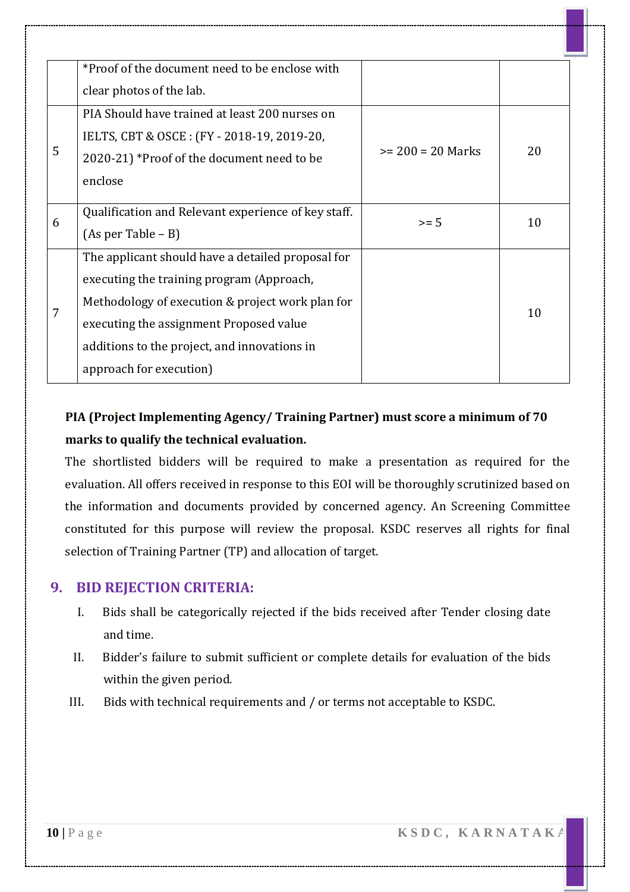| | | | |
|---|---|---|---|
| | *Proof of the document need to be enclose with clear photos of the lab. | | |
| 5 | PIA Should have trained at least 200 nurses on IELTS, CBT & OSCE : (FY - 2018-19, 2019-20, 2020-21) *Proof of the document need to be enclose | >= 200 = 20 Marks | 20 |
| 6 | Qualification and Relevant experience of key staff. (As per Table – B) | >= 5 | 10 |
| 7 | The applicant should have a detailed proposal for executing the training program (Approach, Methodology of execution & project work plan for executing the assignment Proposed value additions to the project, and innovations in approach for execution) | | 10 |

**PIA (Project Implementing Agency/ Training Partner) must score a minimum of 70 marks to qualify the technical evaluation.**

The shortlisted bidders will be required to make a presentation as required for the evaluation. All offers received in response to this EOI will be thoroughly scrutinized based on the information and documents provided by concerned agency. An Screening Committee constituted for this purpose will review the proposal. KSDC reserves all rights for final selection of Training Partner (TP) and allocation of target.

## 9. BID REJECTION CRITERIA:

I. Bids shall be categorically rejected if the bids received after Tender closing date and time.

II. Bidder's failure to submit sufficient or complete details for evaluation of the bids within the given period.

III. Bids with technical requirements and / or terms not acceptable to KSDC.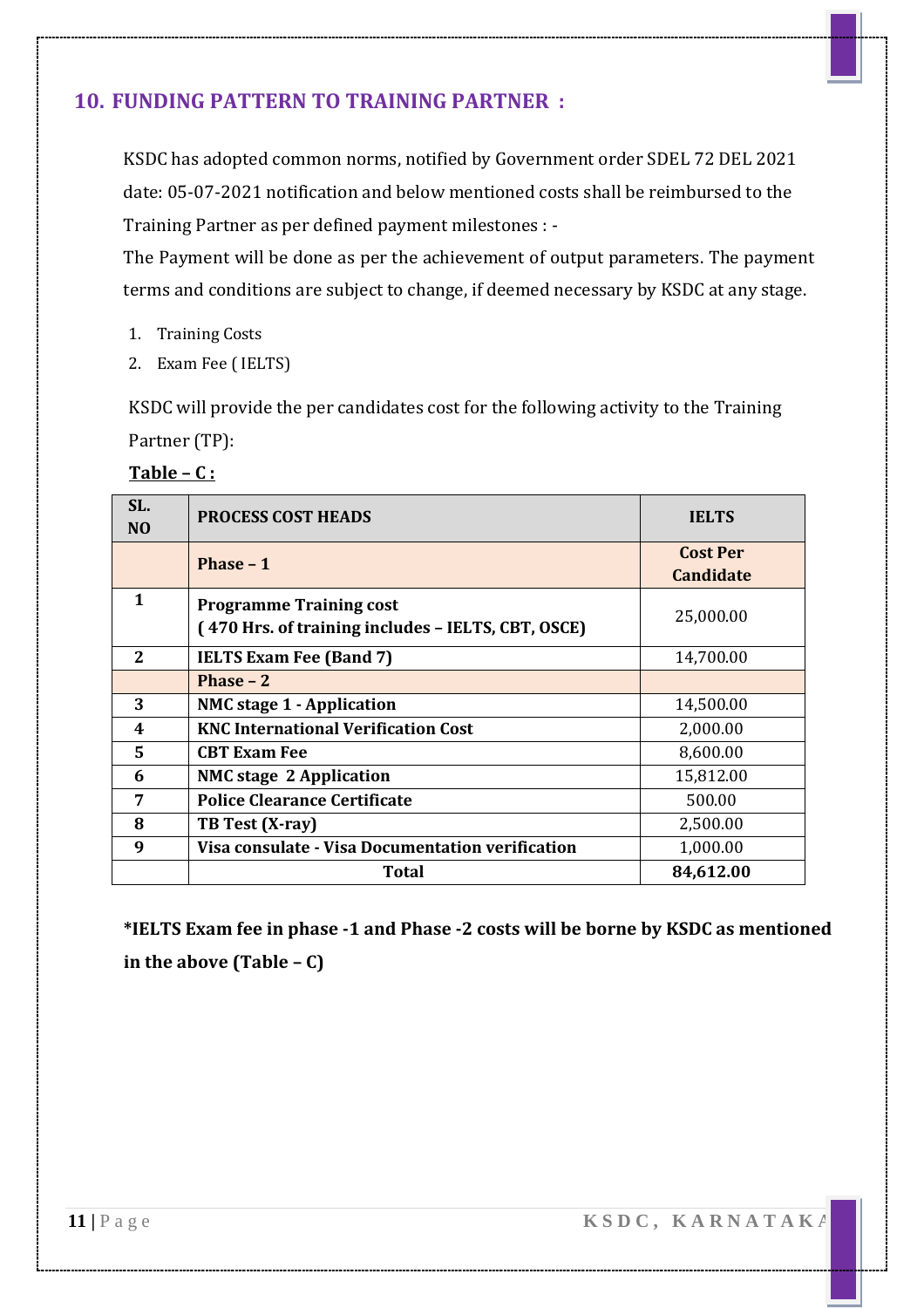## 10. FUNDING PATTERN TO TRAINING PARTNER :

KSDC has adopted common norms, notified by Government order SDEL 72 DEL 2021 date: 05-07-2021 notification and below mentioned costs shall be reimbursed to the Training Partner as per defined payment milestones : -

The Payment will be done as per the achievement of output parameters. The payment terms and conditions are subject to change, if deemed necessary by KSDC at any stage.

1. Training Costs
2. Exam Fee ( IELTS)

KSDC will provide the per candidates cost for the following activity to the Training Partner (TP):

**Table – C :**

| SL. NO | PROCESS COST HEADS | IELTS |
|---|---|---|
| | **Phase – 1** | **Cost Per Candidate** |
| **1** | **Programme Training cost ( 470 Hrs. of training includes – IELTS, CBT, OSCE)** | 25,000.00 |
| **2** | **IELTS Exam Fee (Band 7)** | 14,700.00 |
| | **Phase – 2** | |
| **3** | **NMC stage 1 - Application** | 14,500.00 |
| **4** | **KNC International Verification Cost** | 2,000.00 |
| **5** | **CBT Exam Fee** | 8,600.00 |
| **6** | **NMC stage 2 Application** | 15,812.00 |
| **7** | **Police Clearance Certificate** | 500.00 |
| **8** | **TB Test (X-ray)** | 2,500.00 |
| **9** | **Visa consulate - Visa Documentation verification** | 1,000.00 |
| | **Total** | **84,612.00** |

**\*IELTS Exam fee in phase -1 and Phase -2 costs will be borne by KSDC as mentioned in the above (Table – C)**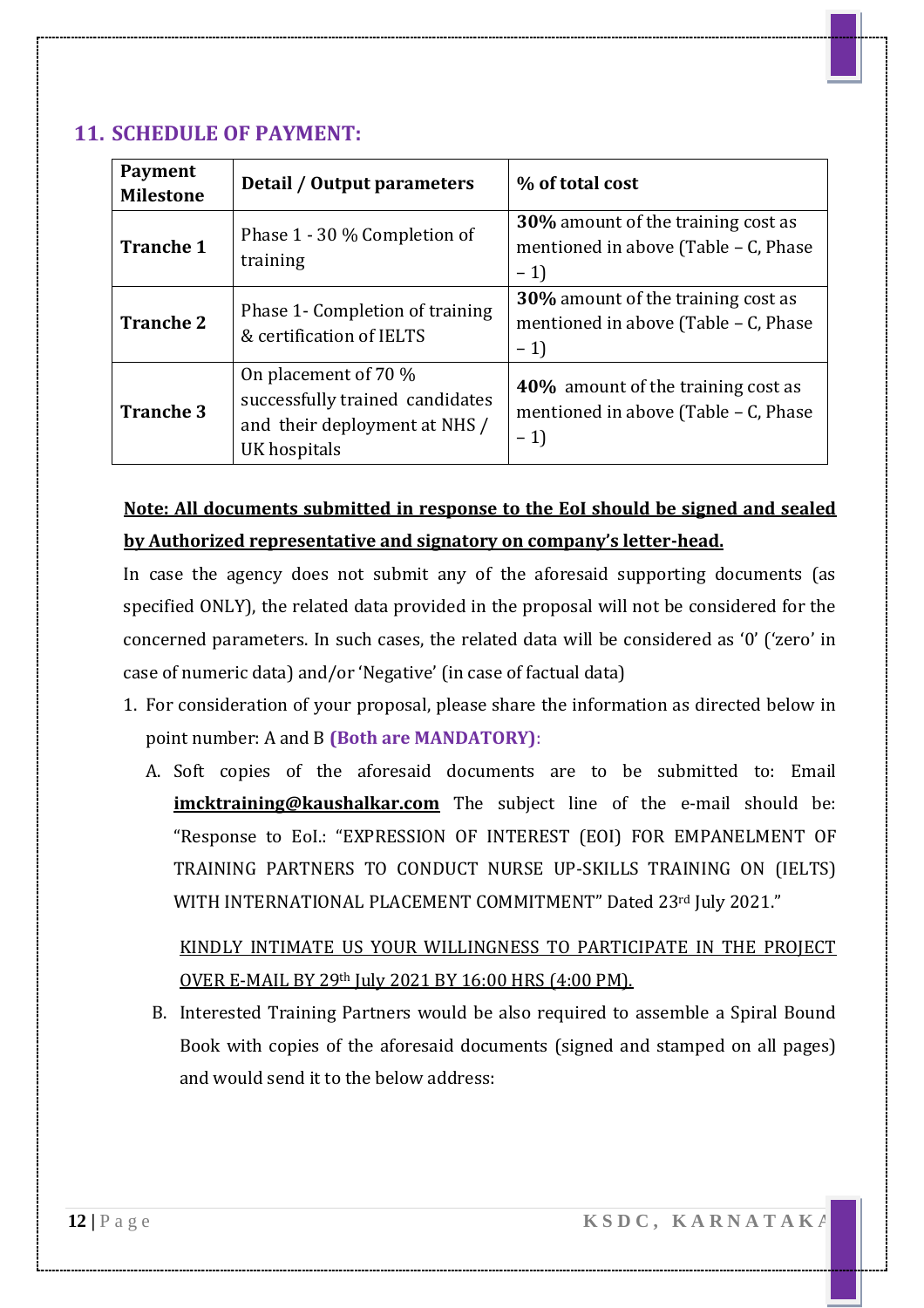## 11. SCHEDULE OF PAYMENT:

| Payment Milestone | Detail / Output parameters | % of total cost |
|---|---|---|
| **Tranche 1** | Phase 1 - 30 % Completion of training | **30%** amount of the training cost as mentioned in above (Table – C, Phase – 1) |
| **Tranche 2** | Phase 1- Completion of training & certification of IELTS | **30%** amount of the training cost as mentioned in above (Table – C, Phase – 1) |
| **Tranche 3** | On placement of 70 % successfully trained candidates and their deployment at NHS / UK hospitals | **40%** amount of the training cost as mentioned in above (Table – C, Phase – 1) |

<u>**Note: All documents submitted in response to the EoI should be signed and sealed by Authorized representative and signatory on company's letter-head.**</u>

In case the agency does not submit any of the aforesaid supporting documents (as specified ONLY), the related data provided in the proposal will not be considered for the concerned parameters. In such cases, the related data will be considered as '0' ('zero' in case of numeric data) and/or 'Negative' (in case of factual data)

1. For consideration of your proposal, please share the information as directed below in point number: A and B **(Both are MANDATORY)**:

   A. Soft copies of the aforesaid documents are to be submitted to: Email **imcktraining@kaushalkar.com** The subject line of the e-mail should be: "Response to EoI.: "EXPRESSION OF INTEREST (EOI) FOR EMPANELMENT OF TRAINING PARTNERS TO CONDUCT NURSE UP-SKILLS TRAINING ON (IELTS) WITH INTERNATIONAL PLACEMENT COMMITMENT" Dated 23rd July 2021."

   <u>KINDLY INTIMATE US YOUR WILLINGNESS TO PARTICIPATE IN THE PROJECT OVER E-MAIL BY 29th July 2021 BY 16:00 HRS (4:00 PM).</u>

   B. Interested Training Partners would be also required to assemble a Spiral Bound Book with copies of the aforesaid documents (signed and stamped on all pages) and would send it to the below address: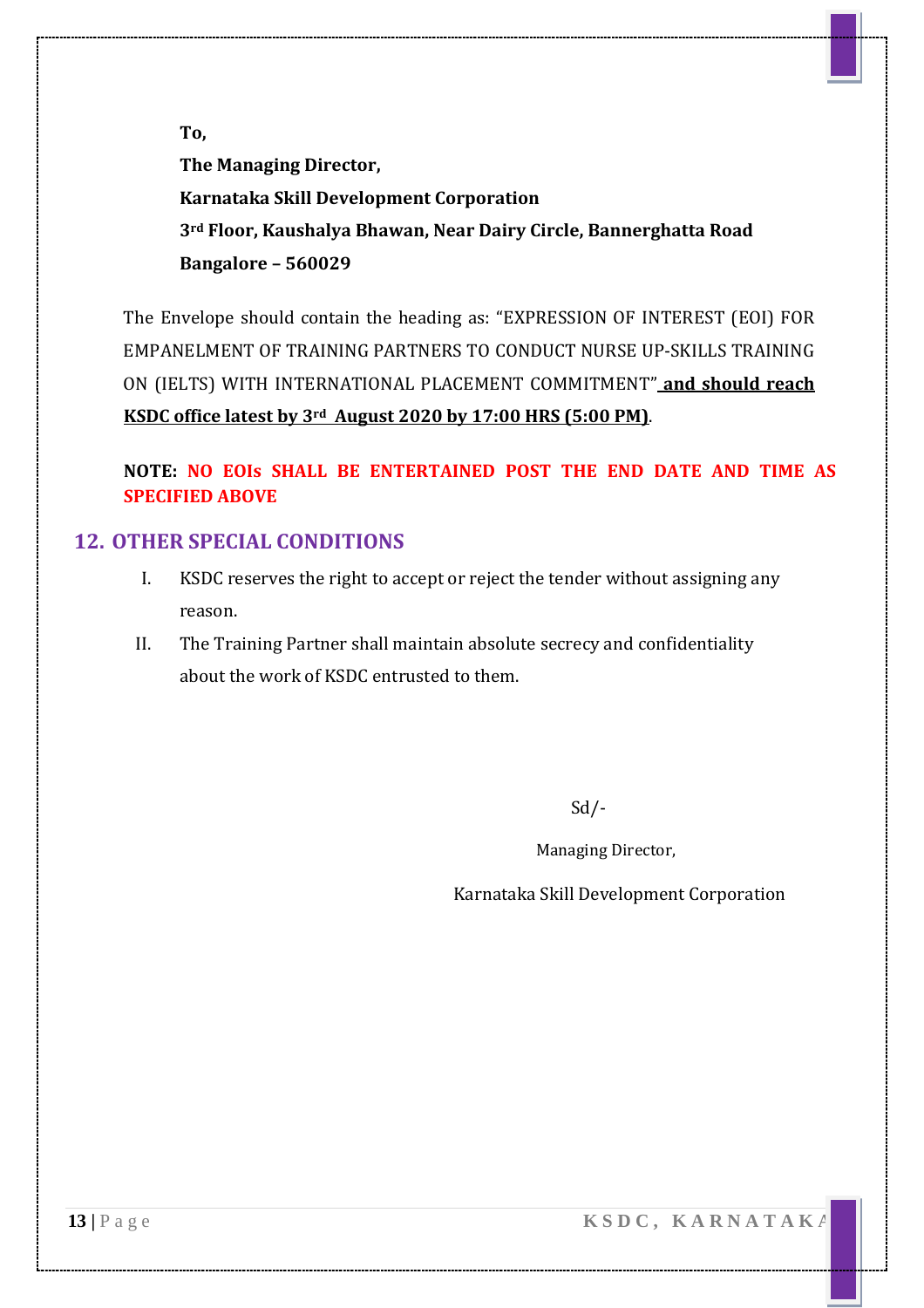**To,**

**The Managing Director,**

**Karnataka Skill Development Corporation**

**3rd Floor, Kaushalya Bhawan, Near Dairy Circle, Bannerghatta Road**

**Bangalore – 560029**

The Envelope should contain the heading as: "EXPRESSION OF INTEREST (EOI) FOR EMPANELMENT OF TRAINING PARTNERS TO CONDUCT NURSE UP-SKILLS TRAINING ON (IELTS) WITH INTERNATIONAL PLACEMENT COMMITMENT" **and should reach KSDC office latest by 3rd August 2020 by 17:00 HRS (5:00 PM)**.

**NOTE: NO EOIs SHALL BE ENTERTAINED POST THE END DATE AND TIME AS SPECIFIED ABOVE**

## 12. OTHER SPECIAL CONDITIONS

I. KSDC reserves the right to accept or reject the tender without assigning any reason.

II. The Training Partner shall maintain absolute secrecy and confidentiality about the work of KSDC entrusted to them.

Sd/-

Managing Director,

Karnataka Skill Development Corporation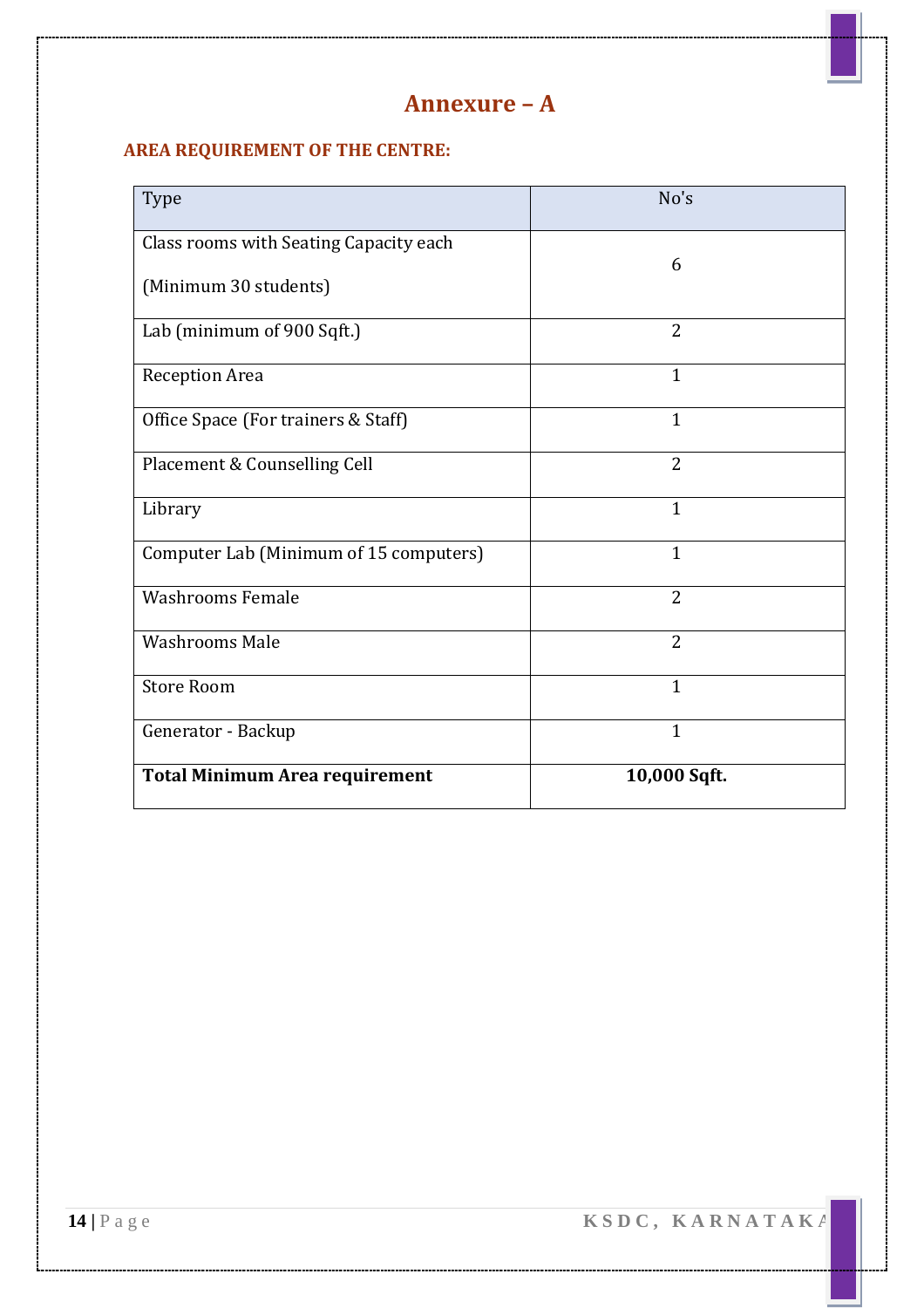# Annexure – A

## AREA REQUIREMENT OF THE CENTRE:

| Type | No's |
|---|---|
| Class rooms with Seating Capacity each (Minimum 30 students) | 6 |
| Lab (minimum of 900 Sqft.) | 2 |
| Reception Area | 1 |
| Office Space (For trainers & Staff) | 1 |
| Placement & Counselling Cell | 2 |
| Library | 1 |
| Computer Lab (Minimum of 15 computers) | 1 |
| Washrooms Female | 2 |
| Washrooms Male | 2 |
| Store Room | 1 |
| Generator - Backup | 1 |
| **Total Minimum Area requirement** | **10,000 Sqft.** |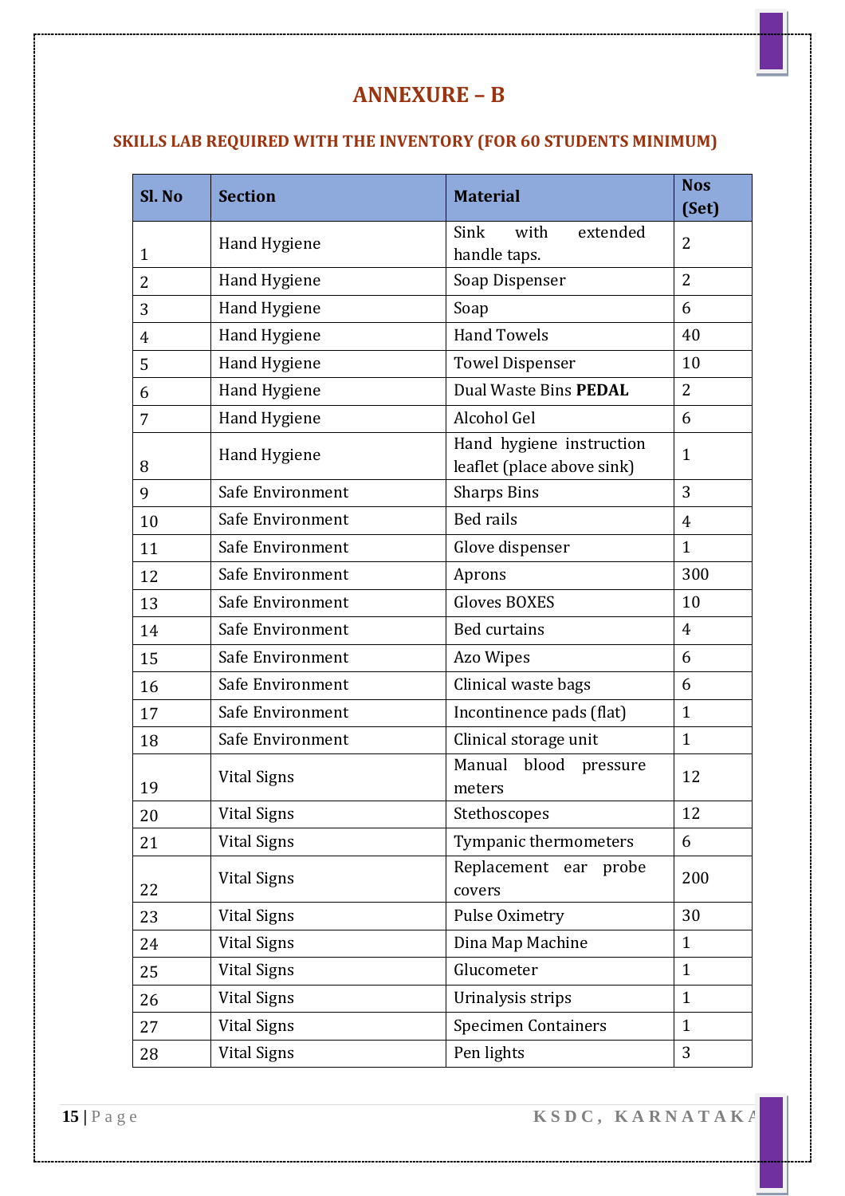# ANNEXURE – B

## SKILLS LAB REQUIRED WITH THE INVENTORY (FOR 60 STUDENTS MINIMUM)

| Sl. No | Section | Material | Nos (Set) |
|---|---|---|---|
| 1 | Hand Hygiene | Sink with extended handle taps. | 2 |
| 2 | Hand Hygiene | Soap Dispenser | 2 |
| 3 | Hand Hygiene | Soap | 6 |
| 4 | Hand Hygiene | Hand Towels | 40 |
| 5 | Hand Hygiene | Towel Dispenser | 10 |
| 6 | Hand Hygiene | Dual Waste Bins **PEDAL** | 2 |
| 7 | Hand Hygiene | Alcohol Gel | 6 |
| 8 | Hand Hygiene | Hand hygiene instruction leaflet (place above sink) | 1 |
| 9 | Safe Environment | Sharps Bins | 3 |
| 10 | Safe Environment | Bed rails | 4 |
| 11 | Safe Environment | Glove dispenser | 1 |
| 12 | Safe Environment | Aprons | 300 |
| 13 | Safe Environment | Gloves BOXES | 10 |
| 14 | Safe Environment | Bed curtains | 4 |
| 15 | Safe Environment | Azo Wipes | 6 |
| 16 | Safe Environment | Clinical waste bags | 6 |
| 17 | Safe Environment | Incontinence pads (flat) | 1 |
| 18 | Safe Environment | Clinical storage unit | 1 |
| 19 | Vital Signs | Manual blood pressure meters | 12 |
| 20 | Vital Signs | Stethoscopes | 12 |
| 21 | Vital Signs | Tympanic thermometers | 6 |
| 22 | Vital Signs | Replacement ear probe covers | 200 |
| 23 | Vital Signs | Pulse Oximetry | 30 |
| 24 | Vital Signs | Dina Map Machine | 1 |
| 25 | Vital Signs | Glucometer | 1 |
| 26 | Vital Signs | Urinalysis strips | 1 |
| 27 | Vital Signs | Specimen Containers | 1 |
| 28 | Vital Signs | Pen lights | 3 |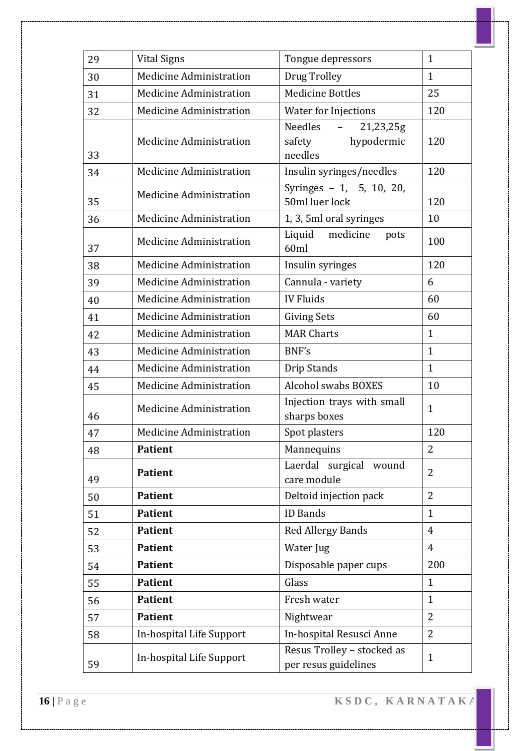| 29 | Vital Signs | Tongue depressors | 1 |
|---|---|---|---|
| 30 | Medicine Administration | Drug Trolley | 1 |
| 31 | Medicine Administration | Medicine Bottles | 25 |
| 32 | Medicine Administration | Water for Injections | 120 |
| 33 | Medicine Administration | Needles – 21,23,25g safety hypodermic needles | 120 |
| 34 | Medicine Administration | Insulin syringes/needles | 120 |
| 35 | Medicine Administration | Syringes – 1, 5, 10, 20, 50ml luer lock | 120 |
| 36 | Medicine Administration | 1, 3, 5ml oral syringes | 10 |
| 37 | Medicine Administration | Liquid medicine pots 60ml | 100 |
| 38 | Medicine Administration | Insulin syringes | 120 |
| 39 | Medicine Administration | Cannula - variety | 6 |
| 40 | Medicine Administration | IV Fluids | 60 |
| 41 | Medicine Administration | Giving Sets | 60 |
| 42 | Medicine Administration | MAR Charts | 1 |
| 43 | Medicine Administration | BNF's | 1 |
| 44 | Medicine Administration | Drip Stands | 1 |
| 45 | Medicine Administration | Alcohol swabs BOXES | 10 |
| 46 | Medicine Administration | Injection trays with small sharps boxes | 1 |
| 47 | Medicine Administration | Spot plasters | 120 |
| 48 | **Patient** | Mannequins | 2 |
| 49 | **Patient** | Laerdal surgical wound care module | 2 |
| 50 | **Patient** | Deltoid injection pack | 2 |
| 51 | **Patient** | ID Bands | 1 |
| 52 | **Patient** | Red Allergy Bands | 4 |
| 53 | **Patient** | Water Jug | 4 |
| 54 | **Patient** | Disposable paper cups | 200 |
| 55 | **Patient** | Glass | 1 |
| 56 | **Patient** | Fresh water | 1 |
| 57 | **Patient** | Nightwear | 2 |
| 58 | In-hospital Life Support | In-hospital Resusci Anne | 2 |
| 59 | In-hospital Life Support | Resus Trolley – stocked as per resus guidelines | 1 |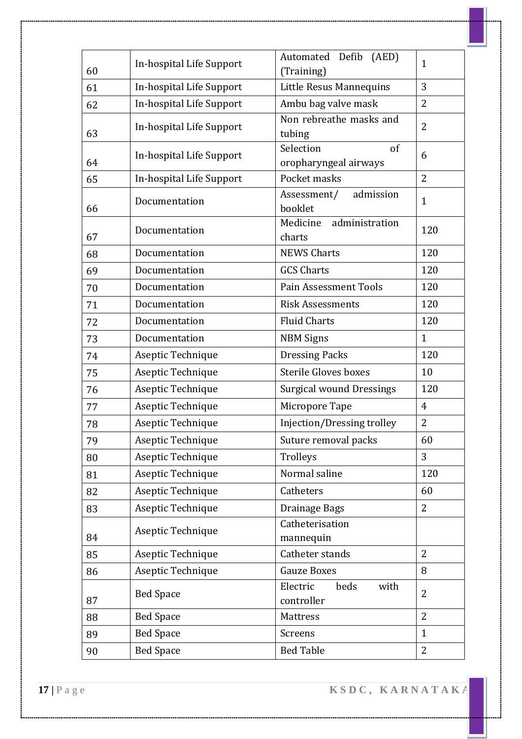| 60 | In-hospital Life Support | Automated Defib (AED) (Training) | 1 |
|---|---|---|---|
| 61 | In-hospital Life Support | Little Resus Mannequins | 3 |
| 62 | In-hospital Life Support | Ambu bag valve mask | 2 |
| 63 | In-hospital Life Support | Non rebreathe masks and tubing | 2 |
| 64 | In-hospital Life Support | Selection of oropharyngeal airways | 6 |
| 65 | In-hospital Life Support | Pocket masks | 2 |
| 66 | Documentation | Assessment/ admission booklet | 1 |
| 67 | Documentation | Medicine administration charts | 120 |
| 68 | Documentation | NEWS Charts | 120 |
| 69 | Documentation | GCS Charts | 120 |
| 70 | Documentation | Pain Assessment Tools | 120 |
| 71 | Documentation | Risk Assessments | 120 |
| 72 | Documentation | Fluid Charts | 120 |
| 73 | Documentation | NBM Signs | 1 |
| 74 | Aseptic Technique | Dressing Packs | 120 |
| 75 | Aseptic Technique | Sterile Gloves boxes | 10 |
| 76 | Aseptic Technique | Surgical wound Dressings | 120 |
| 77 | Aseptic Technique | Micropore Tape | 4 |
| 78 | Aseptic Technique | Injection/Dressing trolley | 2 |
| 79 | Aseptic Technique | Suture removal packs | 60 |
| 80 | Aseptic Technique | Trolleys | 3 |
| 81 | Aseptic Technique | Normal saline | 120 |
| 82 | Aseptic Technique | Catheters | 60 |
| 83 | Aseptic Technique | Drainage Bags | 2 |
| 84 | Aseptic Technique | Catheterisation mannequin | |
| 85 | Aseptic Technique | Catheter stands | 2 |
| 86 | Aseptic Technique | Gauze Boxes | 8 |
| 87 | Bed Space | Electric beds with controller | 2 |
| 88 | Bed Space | Mattress | 2 |
| 89 | Bed Space | Screens | 1 |
| 90 | Bed Space | Bed Table | 2 |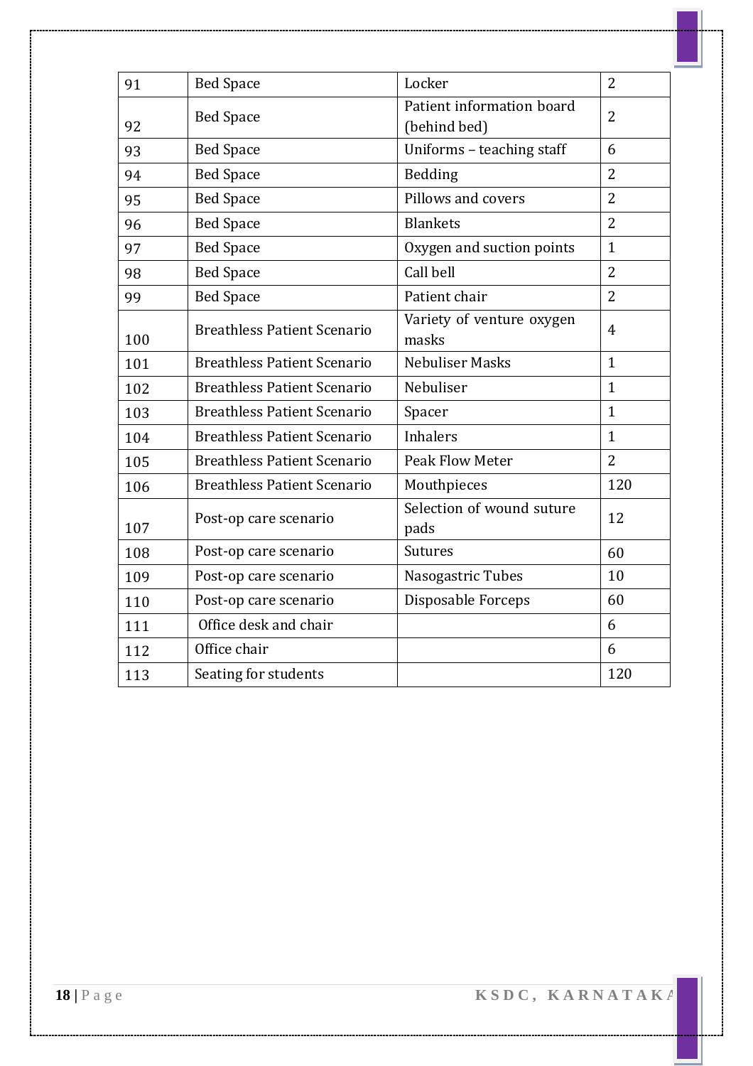| 91 | Bed Space | Locker | 2 |
|---|---|---|---|
| 92 | Bed Space | Patient information board (behind bed) | 2 |
| 93 | Bed Space | Uniforms – teaching staff | 6 |
| 94 | Bed Space | Bedding | 2 |
| 95 | Bed Space | Pillows and covers | 2 |
| 96 | Bed Space | Blankets | 2 |
| 97 | Bed Space | Oxygen and suction points | 1 |
| 98 | Bed Space | Call bell | 2 |
| 99 | Bed Space | Patient chair | 2 |
| 100 | Breathless Patient Scenario | Variety of venture oxygen masks | 4 |
| 101 | Breathless Patient Scenario | Nebuliser Masks | 1 |
| 102 | Breathless Patient Scenario | Nebuliser | 1 |
| 103 | Breathless Patient Scenario | Spacer | 1 |
| 104 | Breathless Patient Scenario | Inhalers | 1 |
| 105 | Breathless Patient Scenario | Peak Flow Meter | 2 |
| 106 | Breathless Patient Scenario | Mouthpieces | 120 |
| 107 | Post-op care scenario | Selection of wound suture pads | 12 |
| 108 | Post-op care scenario | Sutures | 60 |
| 109 | Post-op care scenario | Nasogastric Tubes | 10 |
| 110 | Post-op care scenario | Disposable Forceps | 60 |
| 111 | Office desk and chair | | 6 |
| 112 | Office chair | | 6 |
| 113 | Seating for students | | 120 |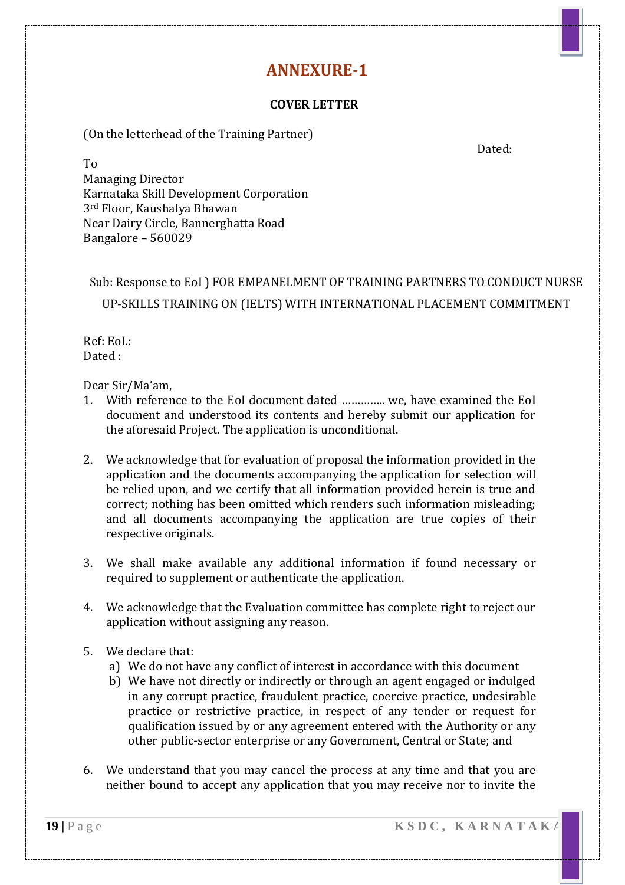# ANNEXURE-1

**COVER LETTER**

(On the letterhead of the Training Partner)

Dated:

To
Managing Director
Karnataka Skill Development Corporation
3rd Floor, Kaushalya Bhawan
Near Dairy Circle, Bannerghatta Road
Bangalore – 560029

Sub: Response to EoI ) FOR EMPANELMENT OF TRAINING PARTNERS TO CONDUCT NURSE UP-SKILLS TRAINING ON (IELTS) WITH INTERNATIONAL PLACEMENT COMMITMENT

Ref: EoI.:
Dated :

Dear Sir/Ma'am,

1. With reference to the EoI document dated …………. we, have examined the EoI document and understood its contents and hereby submit our application for the aforesaid Project. The application is unconditional.

2. We acknowledge that for evaluation of proposal the information provided in the application and the documents accompanying the application for selection will be relied upon, and we certify that all information provided herein is true and correct; nothing has been omitted which renders such information misleading; and all documents accompanying the application are true copies of their respective originals.

3. We shall make available any additional information if found necessary or required to supplement or authenticate the application.

4. We acknowledge that the Evaluation committee has complete right to reject our application without assigning any reason.

5. We declare that:
   a) We do not have any conflict of interest in accordance with this document
   b) We have not directly or indirectly or through an agent engaged or indulged in any corrupt practice, fraudulent practice, coercive practice, undesirable practice or restrictive practice, in respect of any tender or request for qualification issued by or any agreement entered with the Authority or any other public-sector enterprise or any Government, Central or State; and

6. We understand that you may cancel the process at any time and that you are neither bound to accept any application that you may receive nor to invite the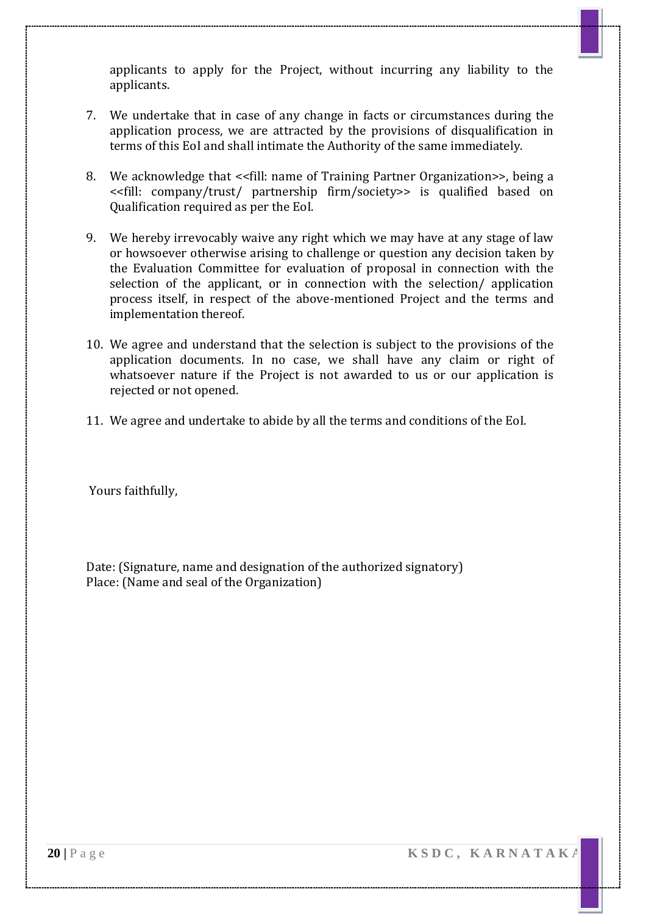applicants to apply for the Project, without incurring any liability to the applicants.

7. We undertake that in case of any change in facts or circumstances during the application process, we are attracted by the provisions of disqualification in terms of this EoI and shall intimate the Authority of the same immediately.

8. We acknowledge that <<fill: name of Training Partner Organization>>, being a <<fill: company/trust/ partnership firm/society>> is qualified based on Qualification required as per the EoI.

9. We hereby irrevocably waive any right which we may have at any stage of law or howsoever otherwise arising to challenge or question any decision taken by the Evaluation Committee for evaluation of proposal in connection with the selection of the applicant, or in connection with the selection/ application process itself, in respect of the above-mentioned Project and the terms and implementation thereof.

10. We agree and understand that the selection is subject to the provisions of the application documents. In no case, we shall have any claim or right of whatsoever nature if the Project is not awarded to us or our application is rejected or not opened.

11. We agree and undertake to abide by all the terms and conditions of the EoI.

Yours faithfully,

Date: (Signature, name and designation of the authorized signatory)
Place: (Name and seal of the Organization)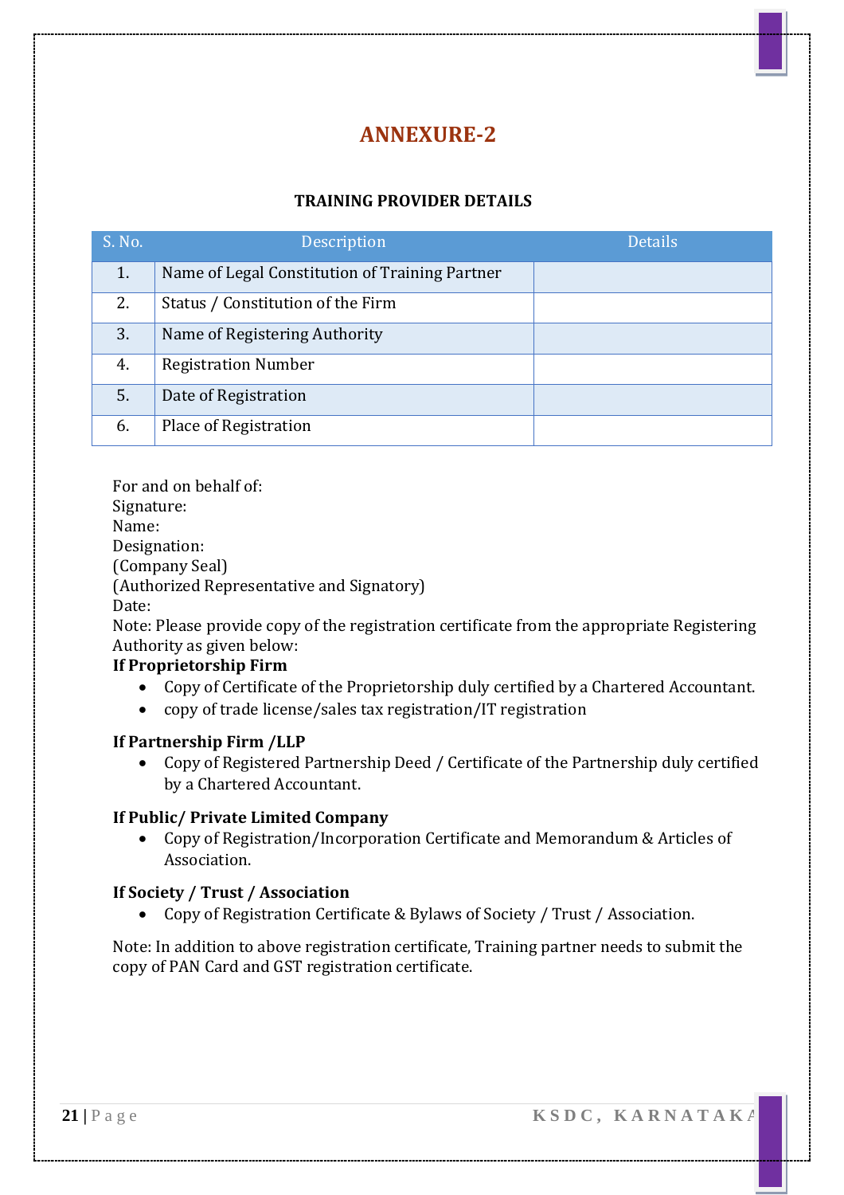# ANNEXURE-2

### TRAINING PROVIDER DETAILS

| S. No. | Description | Details |
|---|---|---|
| 1. | Name of Legal Constitution of Training Partner | |
| 2. | Status / Constitution of the Firm | |
| 3. | Name of Registering Authority | |
| 4. | Registration Number | |
| 5. | Date of Registration | |
| 6. | Place of Registration | |

For and on behalf of:
Signature:
Name:
Designation:
(Company Seal)
(Authorized Representative and Signatory)
Date:
Note: Please provide copy of the registration certificate from the appropriate Registering Authority as given below:

**If Proprietorship Firm**

- Copy of Certificate of the Proprietorship duly certified by a Chartered Accountant.
- copy of trade license/sales tax registration/IT registration

**If Partnership Firm /LLP**

- Copy of Registered Partnership Deed / Certificate of the Partnership duly certified by a Chartered Accountant.

**If Public/ Private Limited Company**

- Copy of Registration/Incorporation Certificate and Memorandum & Articles of Association.

**If Society / Trust / Association**

- Copy of Registration Certificate & Bylaws of Society / Trust / Association.

Note: In addition to above registration certificate, Training partner needs to submit the copy of PAN Card and GST registration certificate.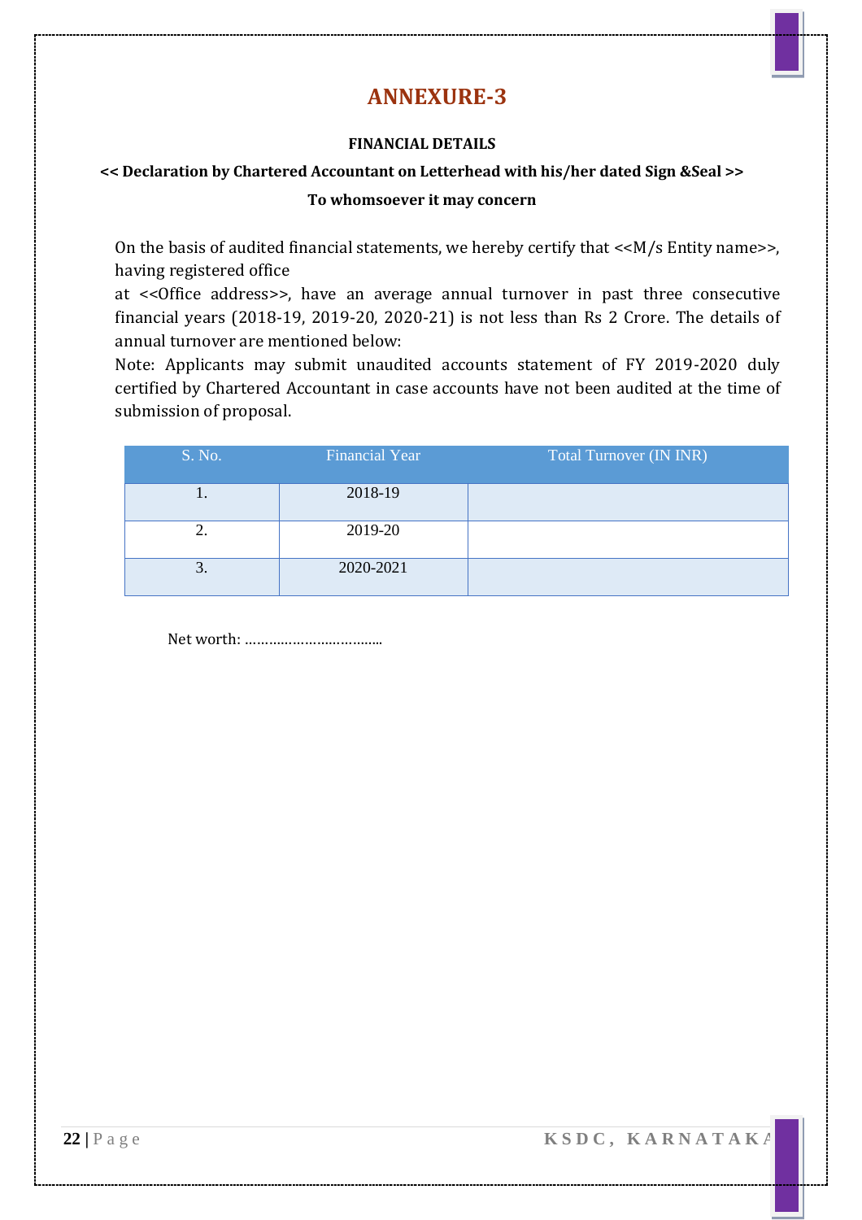# ANNEXURE-3

**FINANCIAL DETAILS**

**<< Declaration by Chartered Accountant on Letterhead with his/her dated Sign &Seal >>**

**To whomsoever it may concern**

On the basis of audited financial statements, we hereby certify that <<M/s Entity name>>, having registered office at <<Office address>>, have an average annual turnover in past three consecutive financial years (2018-19, 2019-20, 2020-21) is not less than Rs 2 Crore. The details of annual turnover are mentioned below:

Note: Applicants may submit unaudited accounts statement of FY 2019-2020 duly certified by Chartered Accountant in case accounts have not been audited at the time of submission of proposal.

| S. No. | Financial Year | Total Turnover (IN INR) |
|---|---|---|
| 1. | 2018-19 | |
| 2. | 2019-20 | |
| 3. | 2020-2021 | |

Net worth: ……………………………..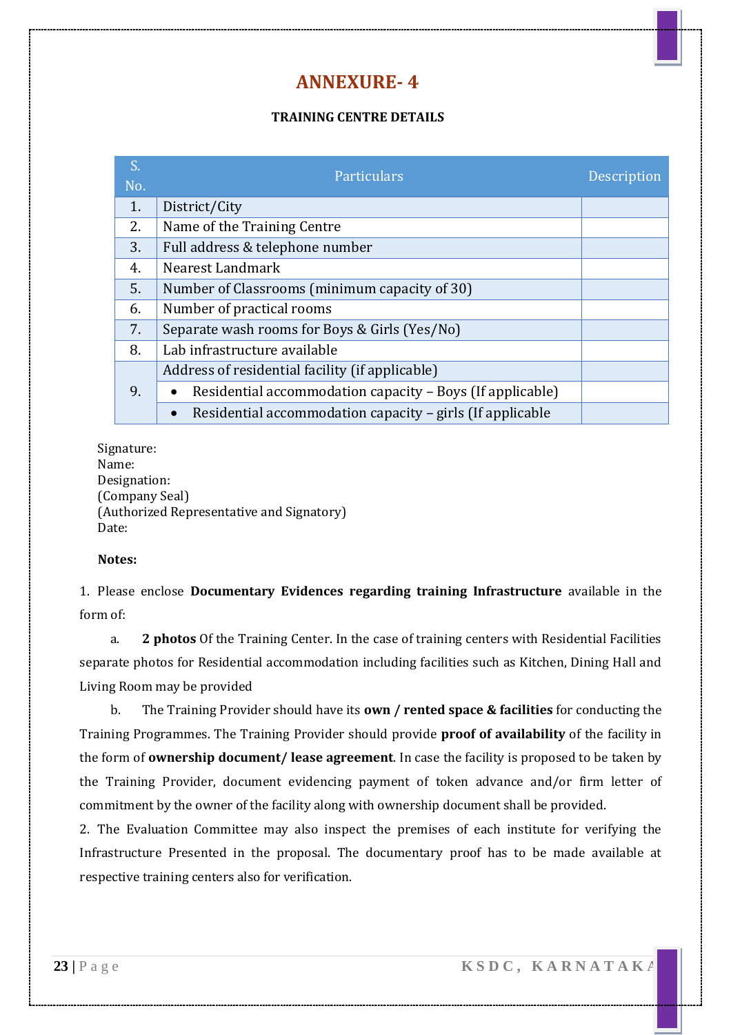# ANNEXURE- 4

**TRAINING CENTRE DETAILS**

| S. No. | Particulars | Description |
|---|---|---|
| 1. | District/City | |
| 2. | Name of the Training Centre | |
| 3. | Full address & telephone number | |
| 4. | Nearest Landmark | |
| 5. | Number of Classrooms (minimum capacity of 30) | |
| 6. | Number of practical rooms | |
| 7. | Separate wash rooms for Boys & Girls (Yes/No) | |
| 8. | Lab infrastructure available | |
| 9. | Address of residential facility (if applicable) | |
| | • Residential accommodation capacity – Boys (If applicable) | |
| | • Residential accommodation capacity – girls (If applicable | |

Signature:
Name:
Designation:
(Company Seal)
(Authorized Representative and Signatory)
Date:

**Notes:**

1. Please enclose **Documentary Evidences regarding training Infrastructure** available in the form of:

   a. **2 photos** Of the Training Center. In the case of training centers with Residential Facilities separate photos for Residential accommodation including facilities such as Kitchen, Dining Hall and Living Room may be provided

   b. The Training Provider should have its **own / rented space & facilities** for conducting the Training Programmes. The Training Provider should provide **proof of availability** of the facility in the form of **ownership document/ lease agreement**. In case the facility is proposed to be taken by the Training Provider, document evidencing payment of token advance and/or firm letter of commitment by the owner of the facility along with ownership document shall be provided.

2. The Evaluation Committee may also inspect the premises of each institute for verifying the Infrastructure Presented in the proposal. The documentary proof has to be made available at respective training centers also for verification.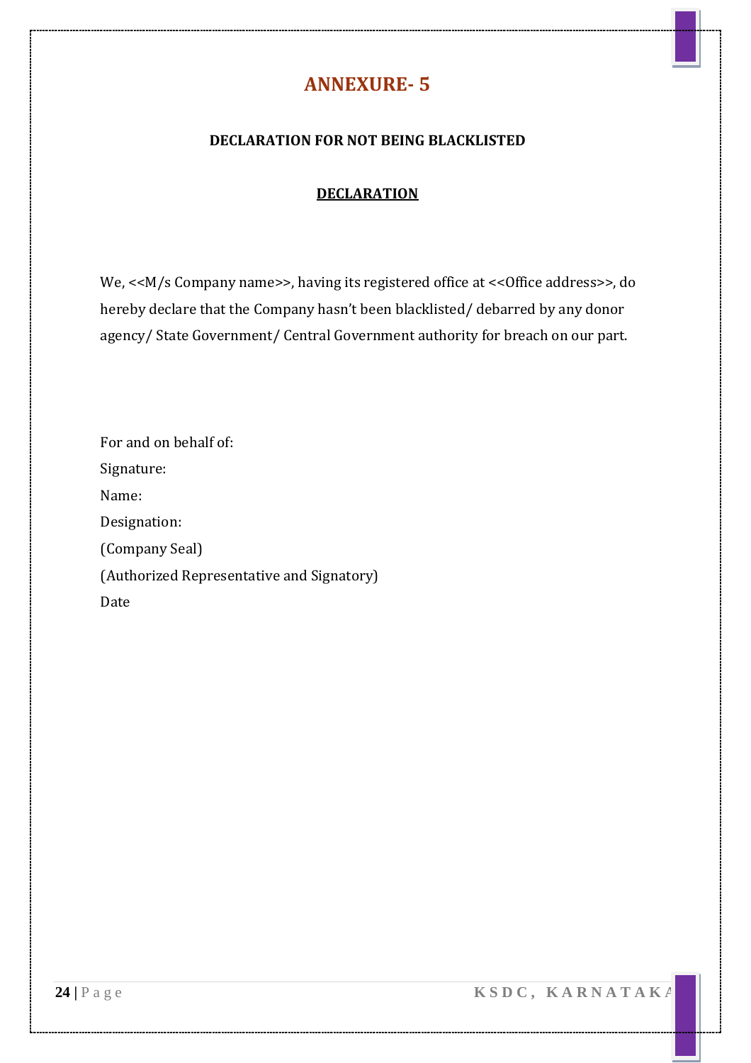# ANNEXURE- 5

**DECLARATION FOR NOT BEING BLACKLISTED**

**<u>DECLARATION</u>**

We, <<M/s Company name>>, having its registered office at <<Office address>>, do hereby declare that the Company hasn't been blacklisted/ debarred by any donor agency/ State Government/ Central Government authority for breach on our part.

For and on behalf of:

Signature:

Name:

Designation:

(Company Seal)

(Authorized Representative and Signatory)

Date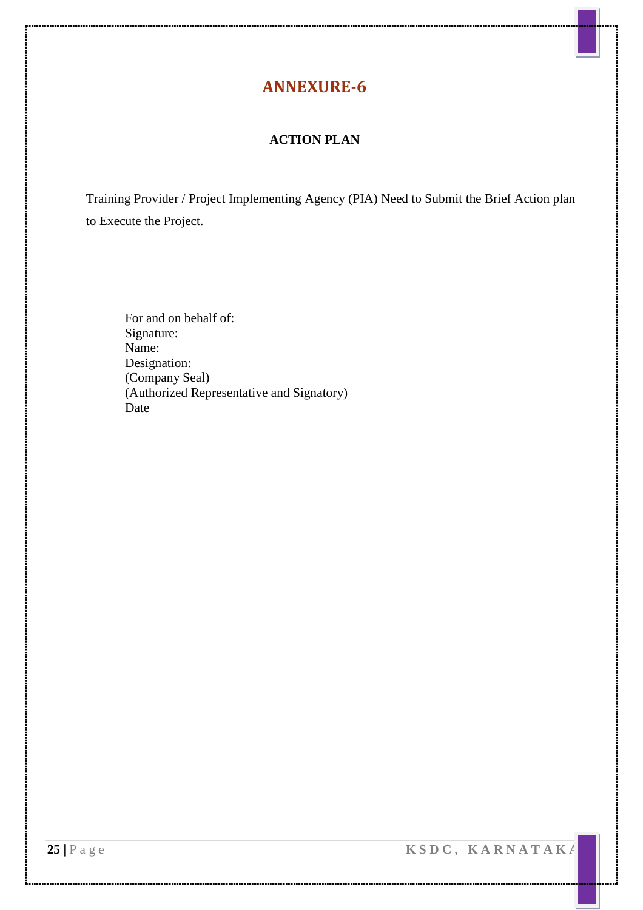# ANNEXURE-6

**ACTION PLAN**

Training Provider / Project Implementing Agency (PIA) Need to Submit the Brief Action plan to Execute the Project.

For and on behalf of:
Signature:
Name:
Designation:
(Company Seal)
(Authorized Representative and Signatory)
Date